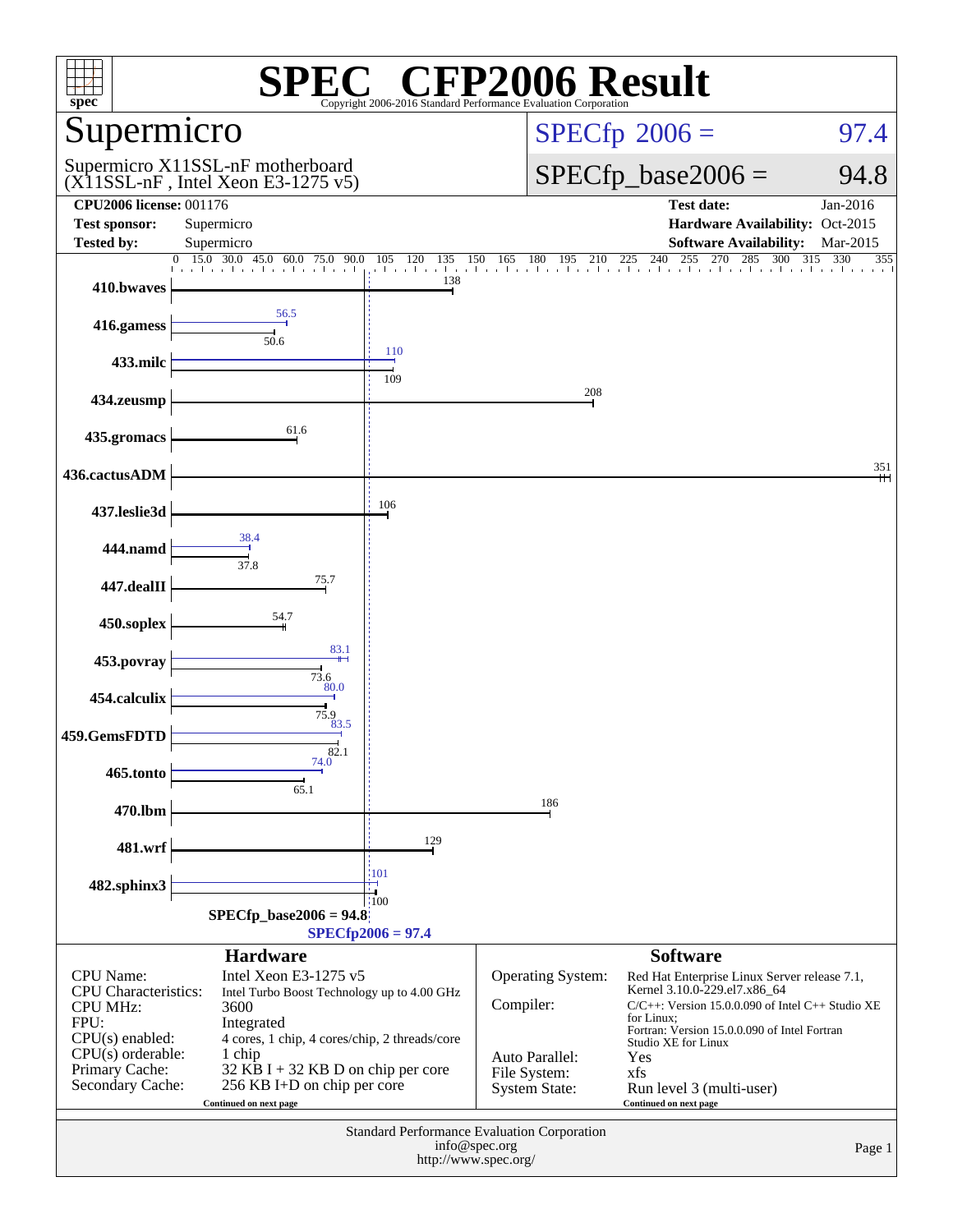# SPEC® CFP2006 Result

Copyright 2006-2016 Standard Performance Evaluation Corporation

## Supermicro

Supermicro X11SSL-nF motherboard
(X11SSL-nF , Intel Xeon E3-1275 v5)

**SPECfp 2006 = 97.4**

**SPECfp_base2006 = 94.8**

| | | | |
|---|---|---|---|
| **CPU2006 license:** 001176 | | **Test date:** | Jan-2016 |
| **Test sponsor:** | Supermicro | **Hardware Availability:** | Oct-2015 |
| **Tested by:** | Supermicro | **Software Availability:** | Mar-2015 |

| Benchmark | Peak | Base |
|---|---|---|
| 410.bwaves | | 138 |
| 416.gamess | 56.5 | 50.6 |
| 433.milc | 110 | 109 |
| 434.zeusmp | | 208 |
| 435.gromacs | | 61.6 |
| 436.cactusADM | | 351 |
| 437.leslie3d | | 106 |
| 444.namd | 38.4 | 37.8 |
| 447.dealII | | 75.7 |
| 450.soplex | | 54.7 |
| 453.povray | 83.1 | 73.6 |
| 454.calculix | 80.0 | 75.9 |
| 459.GemsFDTD | 83.5 | 82.1 |
| 465.tonto | 74.0 | 65.1 |
| 470.lbm | | 186 |
| 481.wrf | | 129 |
| 482.sphinx3 | 101 | 100 |

SPECfp_base2006 = 94.8

SPECfp2006 = 97.4

### Hardware

| | |
|---|---|
| CPU Name: | Intel Xeon E3-1275 v5 |
| CPU Characteristics: | Intel Turbo Boost Technology up to 4.00 GHz |
| CPU MHz: | 3600 |
| FPU: | Integrated |
| CPU(s) enabled: | 4 cores, 1 chip, 4 cores/chip, 2 threads/core |
| CPU(s) orderable: | 1 chip |
| Primary Cache: | 32 KB I + 32 KB D on chip per core |
| Secondary Cache: | 256 KB I+D on chip per core |

Continued on next page

### Software

| | |
|---|---|
| Operating System: | Red Hat Enterprise Linux Server release 7.1, Kernel 3.10.0-229.el7.x86_64 |
| Compiler: | C/C++: Version 15.0.0.090 of Intel C++ Studio XE for Linux; Fortran: Version 15.0.0.090 of Intel Fortran Studio XE for Linux |
| Auto Parallel: | Yes |
| File System: | xfs |
| System State: | Run level 3 (multi-user) |

Continued on next page

Standard Performance Evaluation Corporation
info@spec.org
http://www.spec.org/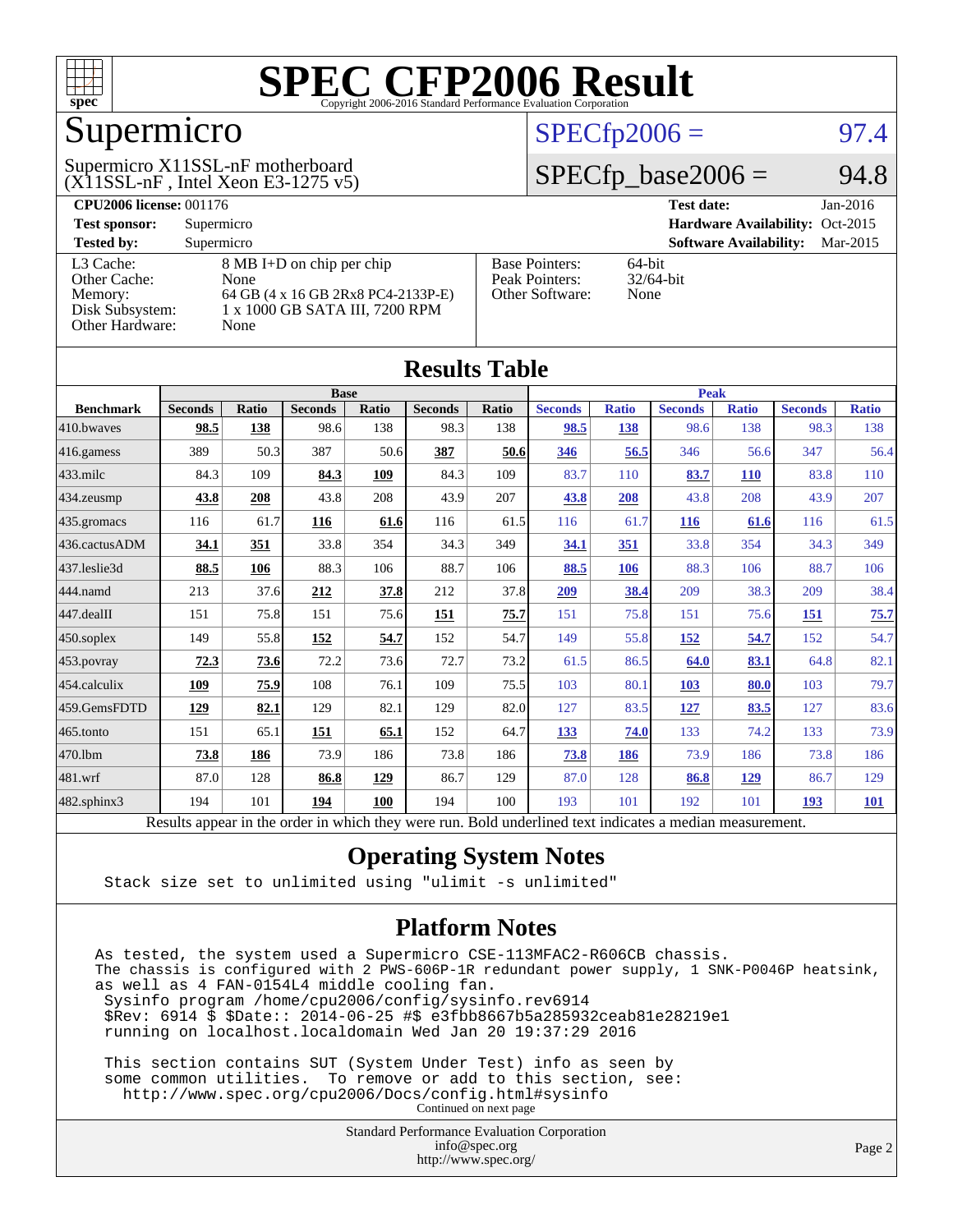# SPEC CFP2006 Result

Copyright 2006-2016 Standard Performance Evaluation Corporation

## Supermicro

Supermicro X11SSL-nF motherboard
(X11SSL-nF , Intel Xeon E3-1275 v5)

SPECfp2006 = 97.4

SPECfp_base2006 = 94.8

**CPU2006 license:** 001176 | **Test date:** Jan-2016

**Test sponsor:** Supermicro | **Hardware Availability:** Oct-2015

**Tested by:** Supermicro | **Software Availability:** Mar-2015

| | |
|---|---|
| L3 Cache: | 8 MB I+D on chip per chip |
| Other Cache: | None |
| Memory: | 64 GB (4 x 16 GB 2Rx8 PC4-2133P-E) |
| Disk Subsystem: | 1 x 1000 GB SATA III, 7200 RPM |
| Other Hardware: | None |

| | |
|---|---|
| Base Pointers: | 64-bit |
| Peak Pointers: | 32/64-bit |
| Other Software: | None |

## Results Table

| Benchmark | Base | | | | | | Peak | | | | | |
|---|---|---|---|---|---|---|---|---|---|---|---|---|
| | Seconds | Ratio | Seconds | Ratio | Seconds | Ratio | Seconds | Ratio | Seconds | Ratio | Seconds | Ratio |
| 410.bwaves | **98.5** | **138** | 98.6 | 138 | 98.3 | 138 | **98.5** | **138** | 98.6 | 138 | 98.3 | 138 |
| 416.gamess | 389 | 50.3 | 387 | 50.6 | **387** | **50.6** | **346** | **56.5** | 346 | 56.6 | 347 | 56.4 |
| 433.milc | 84.3 | 109 | **84.3** | **109** | 84.3 | 109 | 83.7 | 110 | **83.7** | **110** | 83.8 | 110 |
| 434.zeusmp | **43.8** | **208** | 43.8 | 208 | 43.9 | 207 | **43.8** | **208** | 43.8 | 208 | 43.9 | 207 |
| 435.gromacs | 116 | 61.7 | **116** | **61.6** | 116 | 61.5 | 116 | 61.7 | **116** | **61.6** | 116 | 61.5 |
| 436.cactusADM | **34.1** | **351** | 33.8 | 354 | 34.3 | 349 | **34.1** | **351** | 33.8 | 354 | 34.3 | 349 |
| 437.leslie3d | **88.5** | **106** | 88.3 | 106 | 88.7 | 106 | **88.5** | **106** | 88.3 | 106 | 88.7 | 106 |
| 444.namd | 213 | 37.6 | **212** | **37.8** | 212 | 37.8 | **209** | **38.4** | 209 | 38.3 | 209 | 38.4 |
| 447.dealII | 151 | 75.8 | 151 | 75.6 | **151** | **75.7** | 151 | 75.8 | 151 | 75.6 | **151** | **75.7** |
| 450.soplex | 149 | 55.8 | **152** | **54.7** | 152 | 54.7 | 149 | 55.8 | **152** | **54.7** | 152 | 54.7 |
| 453.povray | **72.3** | **73.6** | 72.2 | 73.6 | 72.7 | 73.2 | 61.5 | 86.5 | **64.0** | **83.1** | 64.8 | 82.1 |
| 454.calculix | **109** | **75.9** | 108 | 76.1 | 109 | 75.5 | 103 | 80.1 | **103** | **80.0** | 103 | 79.7 |
| 459.GemsFDTD | **129** | **82.1** | 129 | 82.1 | 129 | 82.0 | 127 | 83.5 | **127** | **83.5** | 127 | 83.6 |
| 465.tonto | 151 | 65.1 | **151** | **65.1** | 152 | 64.7 | **133** | **74.0** | 133 | 74.2 | 133 | 73.9 |
| 470.lbm | **73.8** | **186** | 73.9 | 186 | 73.8 | 186 | **73.8** | **186** | 73.9 | 186 | 73.8 | 186 |
| 481.wrf | 87.0 | 128 | **86.8** | **129** | 86.7 | 129 | 87.0 | 128 | **86.8** | **129** | 86.7 | 129 |
| 482.sphinx3 | 194 | 101 | **194** | **100** | 194 | 100 | 193 | 101 | 192 | 101 | **193** | **101** |

Results appear in the order in which they were run. Bold underlined text indicates a median measurement.

## Operating System Notes

```
Stack size set to unlimited using "ulimit -s unlimited"
```

## Platform Notes

```
As tested, the system used a Supermicro CSE-113MFAC2-R606CB chassis.
The chassis is configured with 2 PWS-606P-1R redundant power supply, 1 SNK-P0046P heatsink,
as well as 4 FAN-0154L4 middle cooling fan.
 Sysinfo program /home/cpu2006/config/sysinfo.rev6914
 $Rev: 6914 $ $Date:: 2014-06-25 #$ e3fbb8667b5a285932ceab81e28219e1
 running on localhost.localdomain Wed Jan 20 19:37:29 2016

 This section contains SUT (System Under Test) info as seen by
 some common utilities.  To remove or add to this section, see:
   http://www.spec.org/cpu2006/Docs/config.html#sysinfo
```

Continued on next page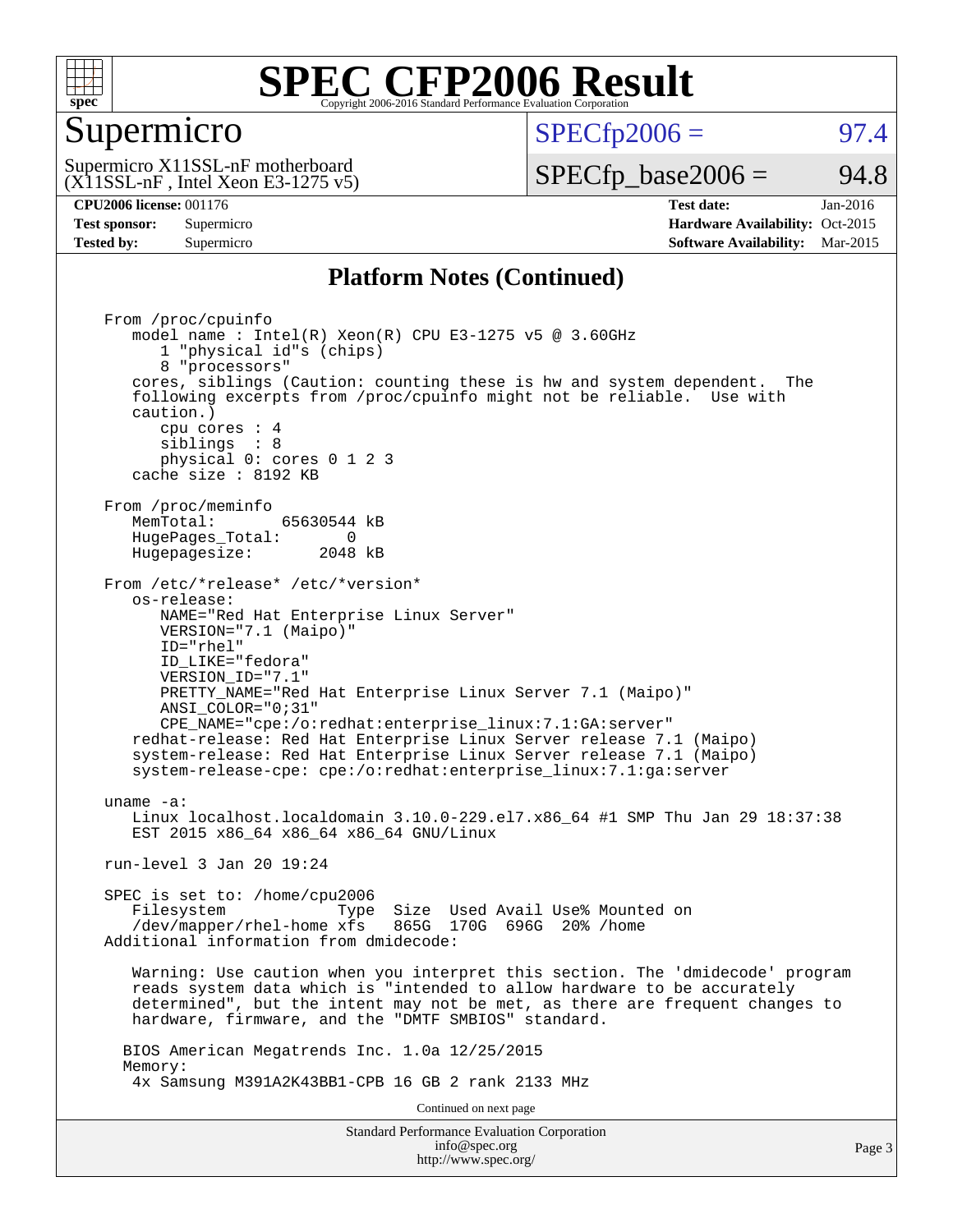# SPEC CFP2006 Result

Copyright 2006-2016 Standard Performance Evaluation Corporation

## Supermicro

Supermicro X11SSL-nF motherboard
(X11SSL-nF , Intel Xeon E3-1275 v5)

SPECfp2006 = 97.4

SPECfp_base2006 = 94.8

**CPU2006 license:** 001176
**Test sponsor:** Supermicro
**Tested by:** Supermicro

**Test date:** Jan-2016
**Hardware Availability:** Oct-2015
**Software Availability:** Mar-2015

## Platform Notes (Continued)

```
From /proc/cpuinfo
   model name : Intel(R) Xeon(R) CPU E3-1275 v5 @ 3.60GHz
      1 "physical id"s (chips)
      8 "processors"
   cores, siblings (Caution: counting these is hw and system dependent.  The
   following excerpts from /proc/cpuinfo might not be reliable.  Use with
   caution.)
      cpu cores : 4
      siblings  : 8
      physical 0: cores 0 1 2 3
   cache size : 8192 KB

From /proc/meminfo
   MemTotal:       65630544 kB
   HugePages_Total:       0
   Hugepagesize:       2048 kB

From /etc/*release* /etc/*version*
   os-release:
      NAME="Red Hat Enterprise Linux Server"
      VERSION="7.1 (Maipo)"
      ID="rhel"
      ID_LIKE="fedora"
      VERSION_ID="7.1"
      PRETTY_NAME="Red Hat Enterprise Linux Server 7.1 (Maipo)"
      ANSI_COLOR="0;31"
      CPE_NAME="cpe:/o:redhat:enterprise_linux:7.1:GA:server"
   redhat-release: Red Hat Enterprise Linux Server release 7.1 (Maipo)
   system-release: Red Hat Enterprise Linux Server release 7.1 (Maipo)
   system-release-cpe: cpe:/o:redhat:enterprise_linux:7.1:ga:server

uname -a:
   Linux localhost.localdomain 3.10.0-229.el7.x86_64 #1 SMP Thu Jan 29 18:37:38
   EST 2015 x86_64 x86_64 x86_64 GNU/Linux

run-level 3 Jan 20 19:24

SPEC is set to: /home/cpu2006
   Filesystem            Type  Size  Used Avail Use% Mounted on
   /dev/mapper/rhel-home xfs   865G  170G  696G  20% /home
Additional information from dmidecode:

   Warning: Use caution when you interpret this section. The 'dmidecode' program
   reads system data which is "intended to allow hardware to be accurately
   determined", but the intent may not be met, as there are frequent changes to
   hardware, firmware, and the "DMTF SMBIOS" standard.

  BIOS American Megatrends Inc. 1.0a 12/25/2015
  Memory:
   4x Samsung M391A2K43BB1-CPB 16 GB 2 rank 2133 MHz
```

Continued on next page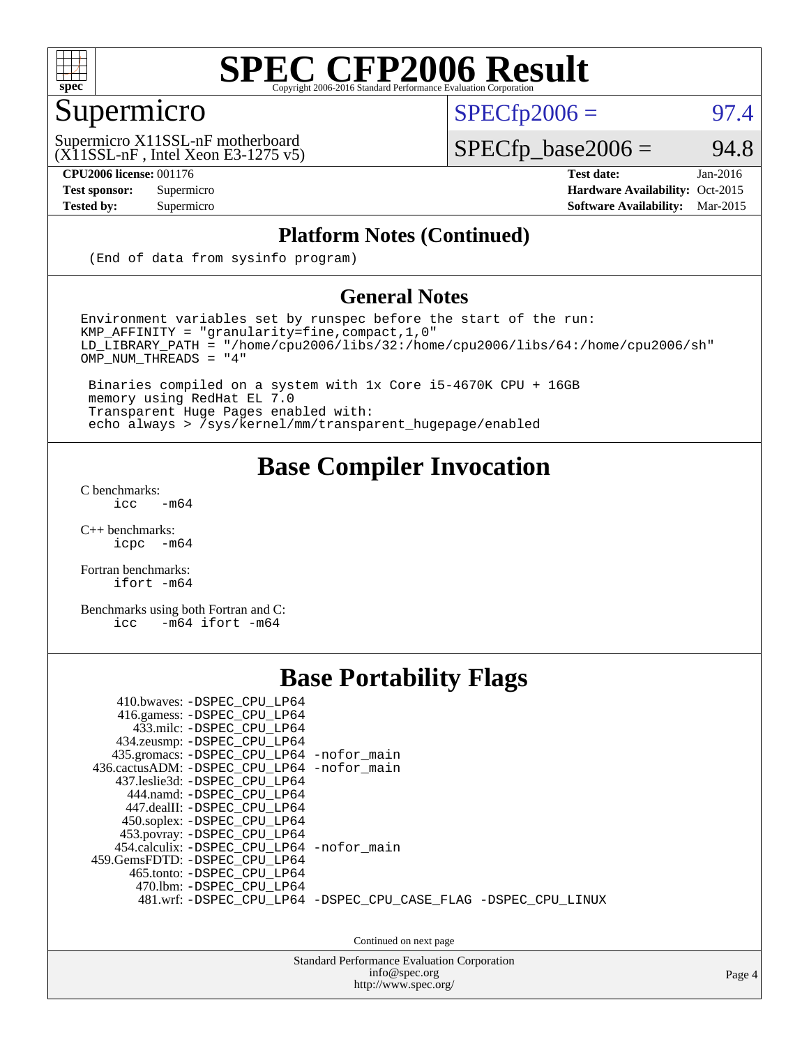# SPEC CFP2006 Result

Copyright 2006-2016 Standard Performance Evaluation Corporation

## Supermicro

Supermicro X11SSL-nF motherboard
(X11SSL-nF , Intel Xeon E3-1275 v5)

SPECfp2006 = 97.4

SPECfp_base2006 = 94.8

| | | | |
|---|---|---|---|
| **CPU2006 license:** 001176 | | **Test date:** | Jan-2016 |
| **Test sponsor:** | Supermicro | **Hardware Availability:** | Oct-2015 |
| **Tested by:** | Supermicro | **Software Availability:** | Mar-2015 |

## Platform Notes (Continued)

```
(End of data from sysinfo program)
```

## General Notes

```
Environment variables set by runspec before the start of the run:
KMP_AFFINITY = "granularity=fine,compact,1,0"
LD_LIBRARY_PATH = "/home/cpu2006/libs/32:/home/cpu2006/libs/64:/home/cpu2006/sh"
OMP_NUM_THREADS = "4"

 Binaries compiled on a system with 1x Core i5-4670K CPU + 16GB
 memory using RedHat EL 7.0
 Transparent Huge Pages enabled with:
 echo always > /sys/kernel/mm/transparent_hugepage/enabled
```

## Base Compiler Invocation

C benchmarks:
```
icc   -m64
```

C++ benchmarks:
```
icpc  -m64
```

Fortran benchmarks:
```
ifort -m64
```

Benchmarks using both Fortran and C:
```
icc   -m64 ifort -m64
```

## Base Portability Flags

```
     410.bwaves: -DSPEC_CPU_LP64
     416.gamess: -DSPEC_CPU_LP64
       433.milc: -DSPEC_CPU_LP64
     434.zeusmp: -DSPEC_CPU_LP64
    435.gromacs: -DSPEC_CPU_LP64 -nofor_main
 436.cactusADM: -DSPEC_CPU_LP64 -nofor_main
    437.leslie3d: -DSPEC_CPU_LP64
      444.namd: -DSPEC_CPU_LP64
     447.dealII: -DSPEC_CPU_LP64
     450.soplex: -DSPEC_CPU_LP64
     453.povray: -DSPEC_CPU_LP64
    454.calculix: -DSPEC_CPU_LP64 -nofor_main
 459.GemsFDTD: -DSPEC_CPU_LP64
      465.tonto: -DSPEC_CPU_LP64
        470.lbm: -DSPEC_CPU_LP64
        481.wrf: -DSPEC_CPU_LP64 -DSPEC_CPU_CASE_FLAG -DSPEC_CPU_LINUX
```

Continued on next page

Standard Performance Evaluation Corporation
info@spec.org
http://www.spec.org/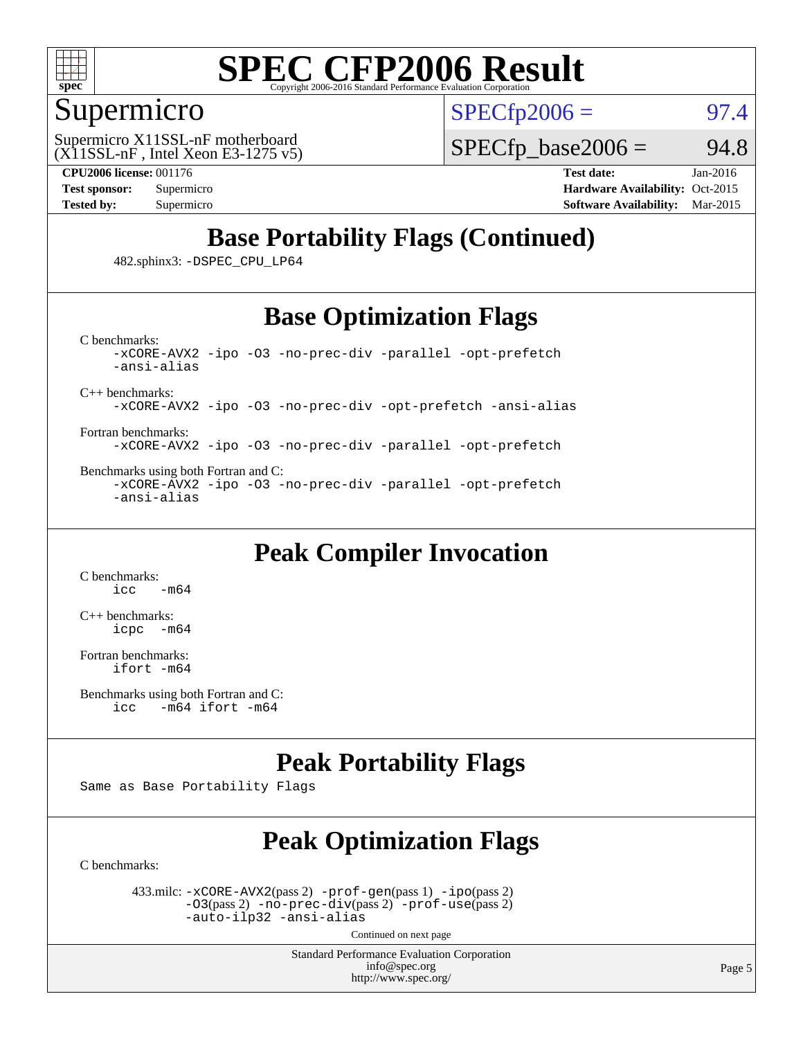# SPEC CFP2006 Result

Copyright 2006-2016 Standard Performance Evaluation Corporation

## Supermicro

Supermicro X11SSL-nF motherboard
(X11SSL-nF , Intel Xeon E3-1275 v5)

SPECfp2006 = 97.4

SPECfp_base2006 = 94.8

**CPU2006 license:** 001176
**Test sponsor:** Supermicro
**Tested by:** Supermicro
**Test date:** Jan-2016
**Hardware Availability:** Oct-2015
**Software Availability:** Mar-2015

## Base Portability Flags (Continued)

482.sphinx3: `-DSPEC_CPU_LP64`

## Base Optimization Flags

C benchmarks:
```
-xCORE-AVX2 -ipo -O3 -no-prec-div -parallel -opt-prefetch
-ansi-alias
```

C++ benchmarks:
```
-xCORE-AVX2 -ipo -O3 -no-prec-div -opt-prefetch -ansi-alias
```

Fortran benchmarks:
```
-xCORE-AVX2 -ipo -O3 -no-prec-div -parallel -opt-prefetch
```

Benchmarks using both Fortran and C:
```
-xCORE-AVX2 -ipo -O3 -no-prec-div -parallel -opt-prefetch
-ansi-alias
```

## Peak Compiler Invocation

C benchmarks:
```
icc   -m64
```

C++ benchmarks:
```
icpc  -m64
```

Fortran benchmarks:
```
ifort -m64
```

Benchmarks using both Fortran and C:
```
icc   -m64 ifort -m64
```

## Peak Portability Flags

Same as Base Portability Flags

## Peak Optimization Flags

C benchmarks:

433.milc: `-xCORE-AVX2`(pass 2) `-prof-gen`(pass 1) `-ipo`(pass 2) `-O3`(pass 2) `-no-prec-div`(pass 2) `-prof-use`(pass 2) `-auto-ilp32 -ansi-alias`

Continued on next page

Standard Performance Evaluation Corporation
info@spec.org
http://www.spec.org/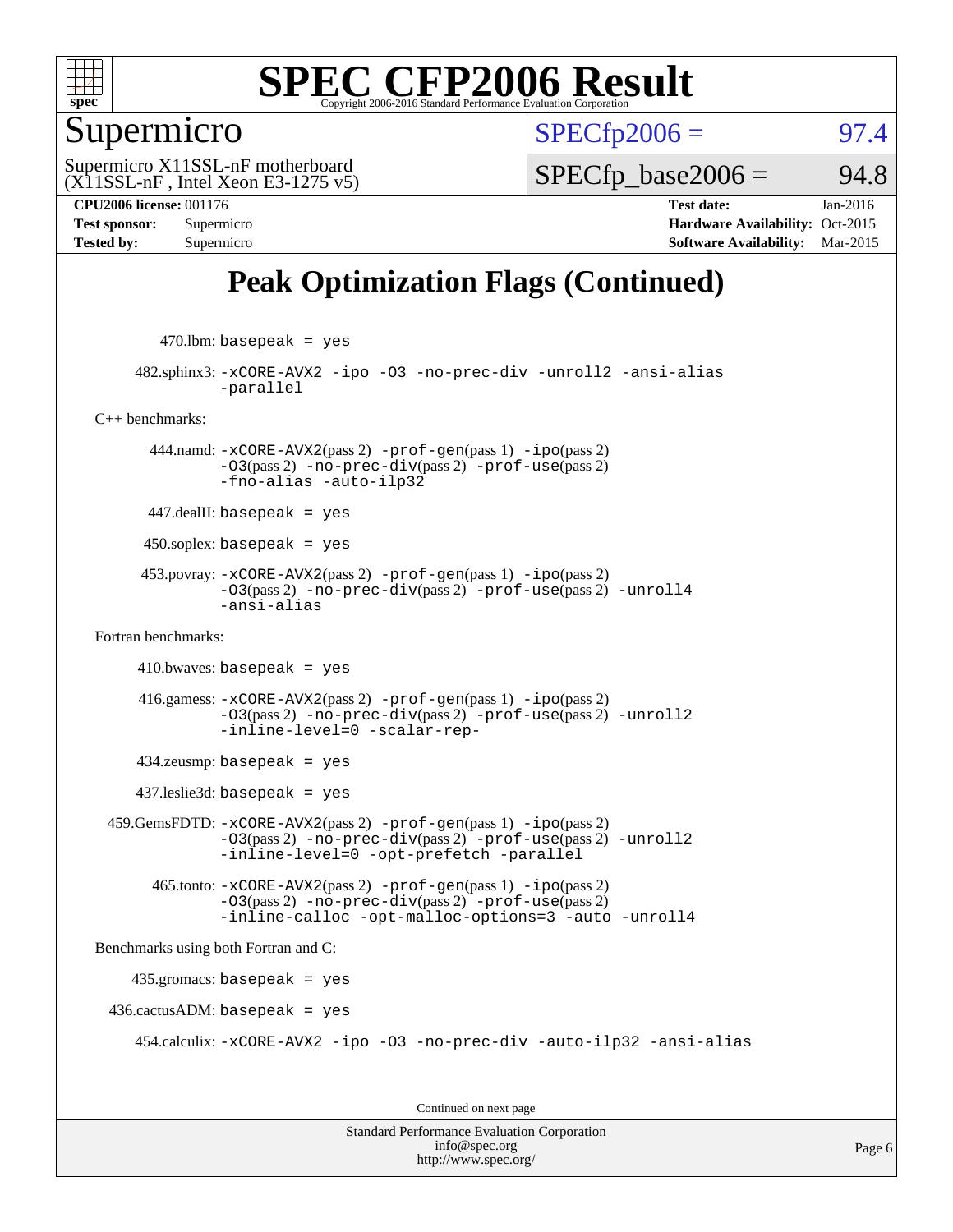# SPEC CFP2006 Result

Copyright 2006-2016 Standard Performance Evaluation Corporation

## Supermicro

Supermicro X11SSL-nF motherboard
(X11SSL-nF , Intel Xeon E3-1275 v5)

SPECfp2006 = 97.4

SPECfp_base2006 = 94.8

**CPU2006 license:** 001176
**Test sponsor:** Supermicro
**Tested by:** Supermicro

**Test date:** Jan-2016
**Hardware Availability:** Oct-2015
**Software Availability:** Mar-2015

## Peak Optimization Flags (Continued)

470.lbm: `basepeak = yes`

482.sphinx3: `-xCORE-AVX2 -ipo -O3 -no-prec-div -unroll2 -ansi-alias -parallel`

C++ benchmarks:

444.namd: `-xCORE-AVX2`(pass 2) `-prof-gen`(pass 1) `-ipo`(pass 2) `-O3`(pass 2) `-no-prec-div`(pass 2) `-prof-use`(pass 2) `-fno-alias -auto-ilp32`

447.dealII: `basepeak = yes`

450.soplex: `basepeak = yes`

453.povray: `-xCORE-AVX2`(pass 2) `-prof-gen`(pass 1) `-ipo`(pass 2) `-O3`(pass 2) `-no-prec-div`(pass 2) `-prof-use`(pass 2) `-unroll4 -ansi-alias`

Fortran benchmarks:

410.bwaves: `basepeak = yes`

416.gamess: `-xCORE-AVX2`(pass 2) `-prof-gen`(pass 1) `-ipo`(pass 2) `-O3`(pass 2) `-no-prec-div`(pass 2) `-prof-use`(pass 2) `-unroll2 -inline-level=0 -scalar-rep-`

434.zeusmp: `basepeak = yes`

437.leslie3d: `basepeak = yes`

459.GemsFDTD: `-xCORE-AVX2`(pass 2) `-prof-gen`(pass 1) `-ipo`(pass 2) `-O3`(pass 2) `-no-prec-div`(pass 2) `-prof-use`(pass 2) `-unroll2 -inline-level=0 -opt-prefetch -parallel`

465.tonto: `-xCORE-AVX2`(pass 2) `-prof-gen`(pass 1) `-ipo`(pass 2) `-O3`(pass 2) `-no-prec-div`(pass 2) `-prof-use`(pass 2) `-inline-calloc -opt-malloc-options=3 -auto -unroll4`

Benchmarks using both Fortran and C:

435.gromacs: `basepeak = yes`

436.cactusADM: `basepeak = yes`

454.calculix: `-xCORE-AVX2 -ipo -O3 -no-prec-div -auto-ilp32 -ansi-alias`

Continued on next page

Standard Performance Evaluation Corporation
info@spec.org
http://www.spec.org/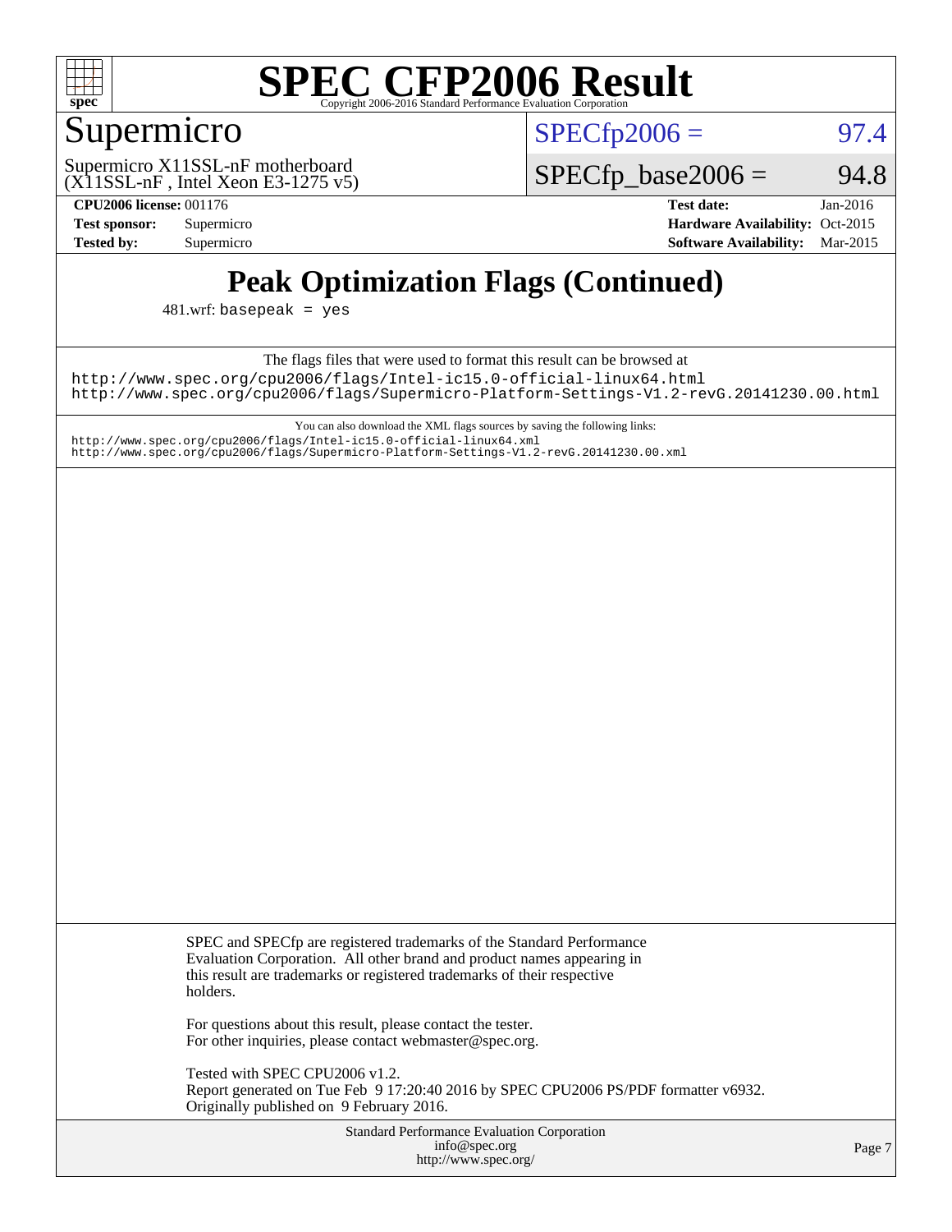# SPEC CFP2006 Result

Copyright 2006-2016 Standard Performance Evaluation Corporation

## Supermicro

Supermicro X11SSL-nF motherboard
(X11SSL-nF , Intel Xeon E3-1275 v5)

$SPECfp2006 =$ 97.4

$SPECfp\_base2006 =$ 94.8

**CPU2006 license:** 001176
**Test sponsor:** Supermicro
**Tested by:** Supermicro

**Test date:** Jan-2016
**Hardware Availability:** Oct-2015
**Software Availability:** Mar-2015

## Peak Optimization Flags (Continued)

481.wrf: basepeak = yes

The flags files that were used to format this result can be browsed at
http://www.spec.org/cpu2006/flags/Intel-ic15.0-official-linux64.html
http://www.spec.org/cpu2006/flags/Supermicro-Platform-Settings-V1.2-revG.20141230.00.html

You can also download the XML flags sources by saving the following links:
http://www.spec.org/cpu2006/flags/Intel-ic15.0-official-linux64.xml
http://www.spec.org/cpu2006/flags/Supermicro-Platform-Settings-V1.2-revG.20141230.00.xml

SPEC and SPECfp are registered trademarks of the Standard Performance Evaluation Corporation. All other brand and product names appearing in this result are trademarks or registered trademarks of their respective holders.

For questions about this result, please contact the tester.
For other inquiries, please contact webmaster@spec.org.

Tested with SPEC CPU2006 v1.2.
Report generated on Tue Feb 9 17:20:40 2016 by SPEC CPU2006 PS/PDF formatter v6932.
Originally published on 9 February 2016.

Standard Performance Evaluation Corporation
info@spec.org
http://www.spec.org/